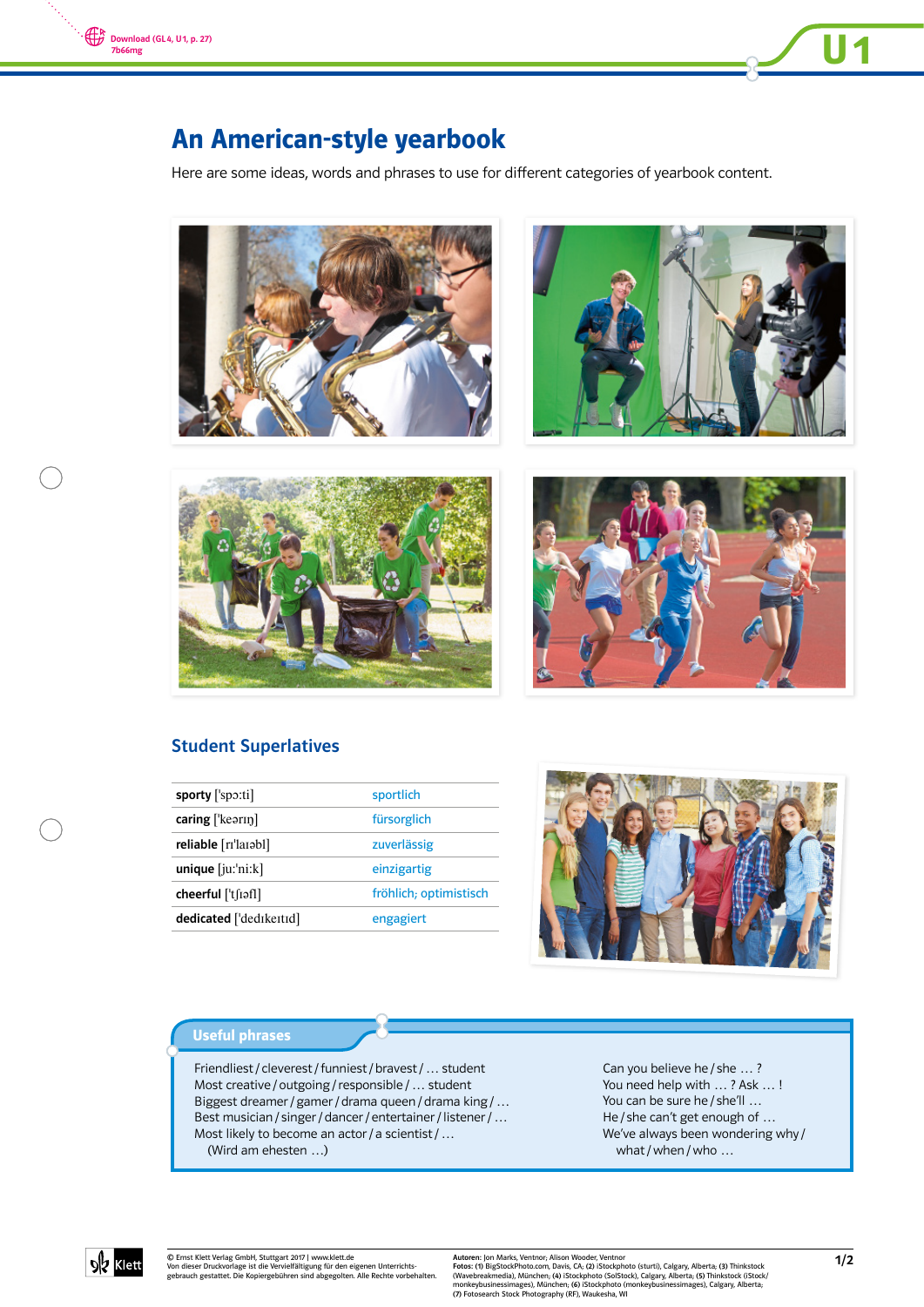Download (GL 4, U1, p. 27)
7b66mg

# An American-style yearbook

Here are some ideas, words and phrases to use for different categories of yearbook content.

## Student Superlatives

| | |
|---|---|
| **sporty** [ˈspɔːti] | sportlich |
| **caring** [ˈkeərɪŋ] | fürsorglich |
| **reliable** [rɪˈlaɪəbl] | zuverlässig |
| **unique** [juːˈniːk] | einzigartig |
| **cheerful** [ˈtʃɪəfl] | fröhlich; optimistisch |
| **dedicated** [ˈdedɪkeɪtɪd] | engagiert |

### Useful phrases

Friendliest / cleverest / funniest / bravest / … student
Most creative / outgoing / responsible / … student
Biggest dreamer / gamer / drama queen / drama king / …
Best musician / singer / dancer / entertainer / listener / …
Most likely to become an actor / a scientist / …
(Wird am ehesten …)

Can you believe he / she … ?
You need help with … ? Ask … !
You can be sure he / she'll …
He / she can't get enough of …
We've always been wondering why / what / when / who …

© Ernst Klett Verlag GmbH, Stuttgart 2017 | www.klett.de
Von dieser Druckvorlage ist die Vervielfältigung für den eigenen Unterrichtsgebrauch gestattet. Die Kopiergebühren sind abgegolten. Alle Rechte vorbehalten.

**Autoren:** Jon Marks, Ventnor; Alison Wooder, Ventnor
**Fotos:** (1) BigStockPhoto.com, Davis, CA; (2) iStockphoto (sturti), Calgary, Alberta; (3) Thinkstock (Wavebreakmedia), München; (4) iStockphoto (SolStock), Calgary, Alberta; (5) Thinkstock (iStock/monkeybusinessimages), München; (6) iStockphoto (monkeybusinessimages), Calgary, Alberta; (7) Fotosearch Stock Photography (RF), Waukesha, WI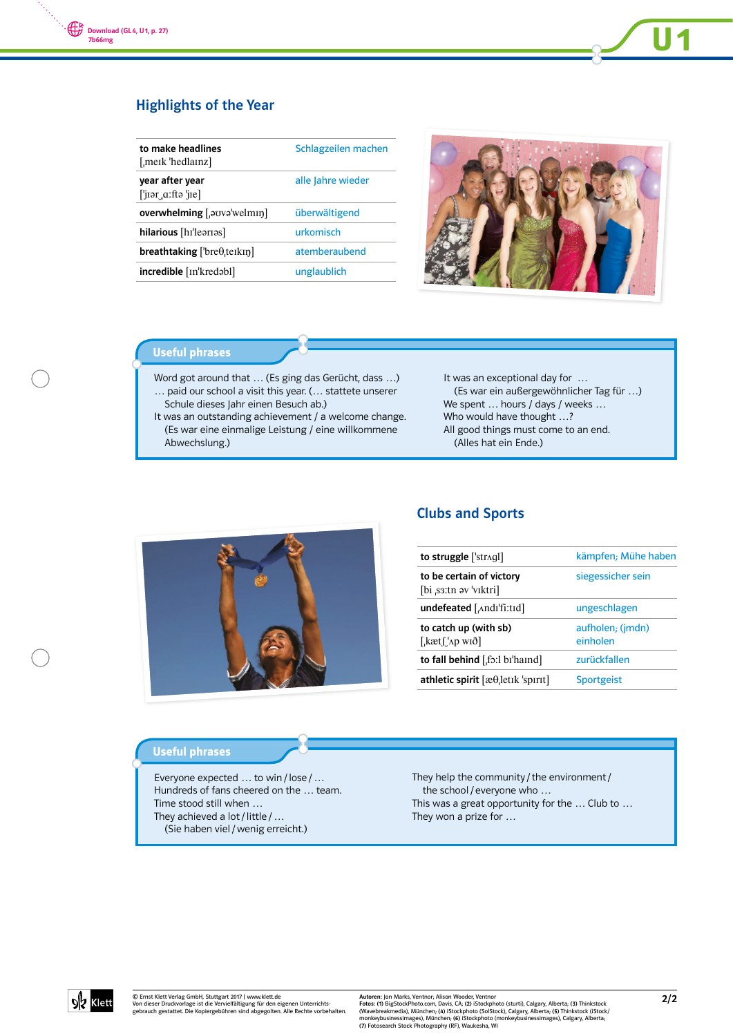## Highlights of the Year

| | |
|---|---|
| **to make headlines** [ˌmeɪk ˈhedlaɪnz] | Schlagzeilen machen |
| **year after year** [ˈjɪər ˌɑːftə ˈjɪə] | alle Jahre wieder |
| **overwhelming** [ˌəʊvəˈwelmɪŋ] | überwältigend |
| **hilarious** [hɪˈleərɪəs] | urkomisch |
| **breathtaking** [ˈbreθˌteɪkɪŋ] | atemberaubend |
| **incredible** [ɪnˈkredəbl] | unglaublich |

### Useful phrases

Word got around that … (Es ging das Gerücht, dass …)
… paid our school a visit this year. (… stattete unserer Schule dieses Jahr einen Besuch ab.)
It was an outstanding achievement / a welcome change. (Es war eine einmalige Leistung / eine willkommene Abwechslung.)
It was an exceptional day for … (Es war ein außergewöhnlicher Tag für …)
We spent … hours / days / weeks …
Who would have thought …?
All good things must come to an end. (Alles hat ein Ende.)

## Clubs and Sports

| | |
|---|---|
| **to struggle** [ˈstrʌgl] | kämpfen; Mühe haben |
| **to be certain of victory** [bi ˌsɜːtn əv ˈvɪktri] | siegessicher sein |
| **undefeated** [ˌʌndɪˈfiːtɪd] | ungeschlagen |
| **to catch up (with sb)** [ˌkætʃˈʌp wɪð] | aufholen; (jmdn) einholen |
| **to fall behind** [ˌfɔːl bɪˈhaɪnd] | zurückfallen |
| **athletic spirit** [æθˌletɪk ˈspɪrɪt] | Sportgeist |

### Useful phrases

Everyone expected … to win / lose / …
Hundreds of fans cheered on the … team.
Time stood still when …
They achieved a lot / little / … (Sie haben viel / wenig erreicht.)
They help the community / the environment / the school / everyone who …
This was a great opportunity for the … Club to …
They won a prize for …